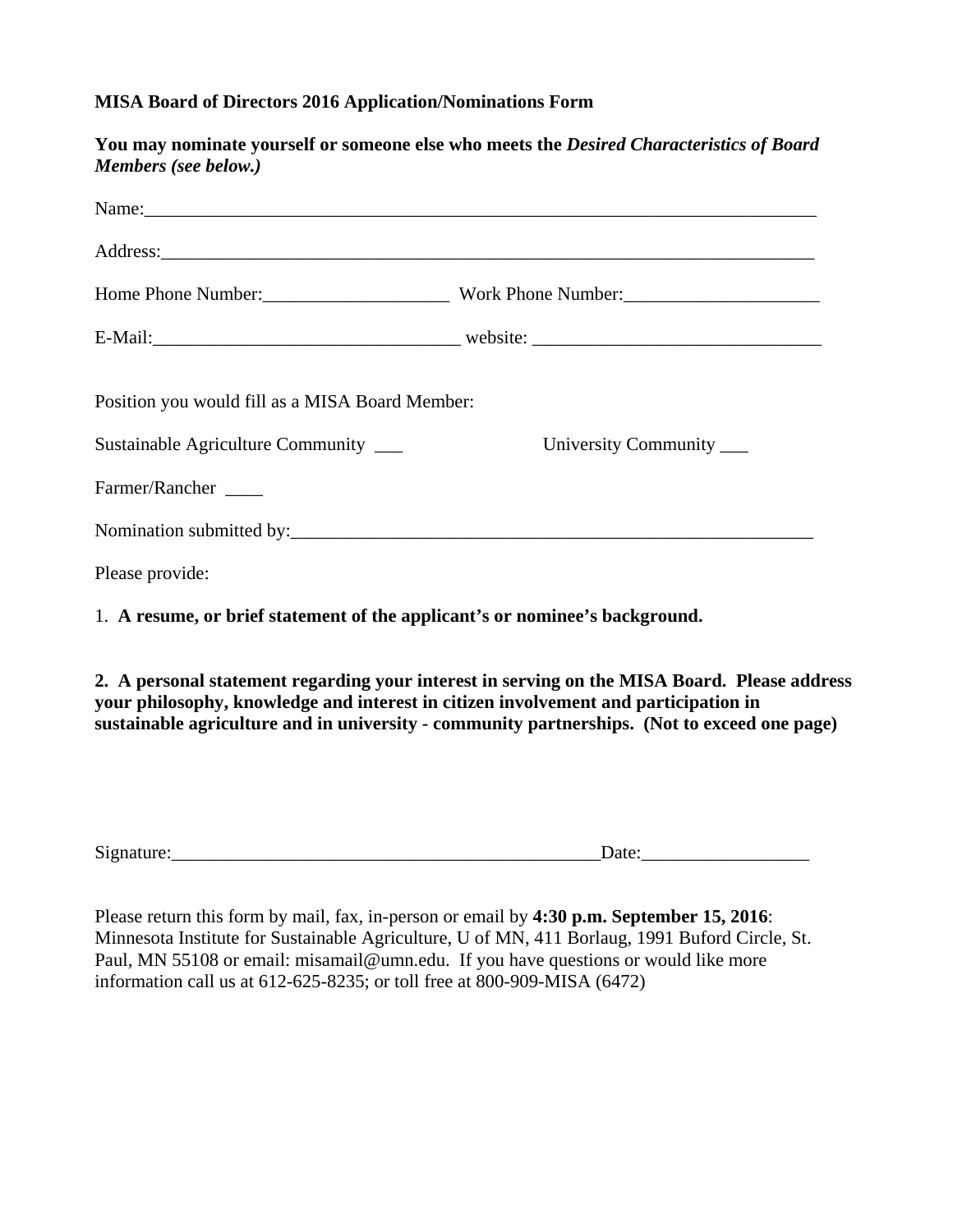**MISA Board of Directors 2016 Application/Nominations Form**

**You may nominate yourself or someone else who meets the *Desired Characteristics of Board Members* (see below.)**

Name:___________________________________________________________________________

Address:_________________________________________________________________________

Home Phone Number:____________________ Work Phone Number:_____________________

E-Mail:_________________________________ website: _______________________________

Position you would fill as a MISA Board Member:

Sustainable Agriculture Community ___ University Community ___

Farmer/Rancher ____

Nomination submitted by:__________________________________________________________

Please provide:

1. **A resume, or brief statement of the applicant's or nominee's background.**

**2. A personal statement regarding your interest in serving on the MISA Board. Please address your philosophy, knowledge and interest in citizen involvement and participation in sustainable agriculture and in university - community partnerships. (Not to exceed one page)**

Signature:_______________________________________________Date:__________________

Please return this form by mail, fax, in-person or email by **4:30 p.m. September 15, 2016**: Minnesota Institute for Sustainable Agriculture, U of MN, 411 Borlaug, 1991 Buford Circle, St. Paul, MN 55108 or email: misamail@umn.edu. If you have questions or would like more information call us at 612-625-8235; or toll free at 800-909-MISA (6472)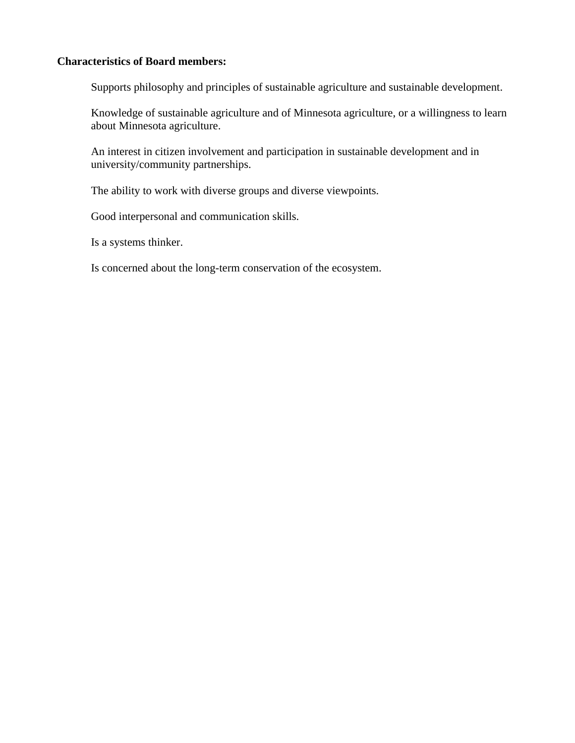**Characteristics of Board members:**

Supports philosophy and principles of sustainable agriculture and sustainable development.

Knowledge of sustainable agriculture and of Minnesota agriculture, or a willingness to learn about Minnesota agriculture.

An interest in citizen involvement and participation in sustainable development and in university/community partnerships.

The ability to work with diverse groups and diverse viewpoints.

Good interpersonal and communication skills.

Is a systems thinker.

Is concerned about the long-term conservation of the ecosystem.